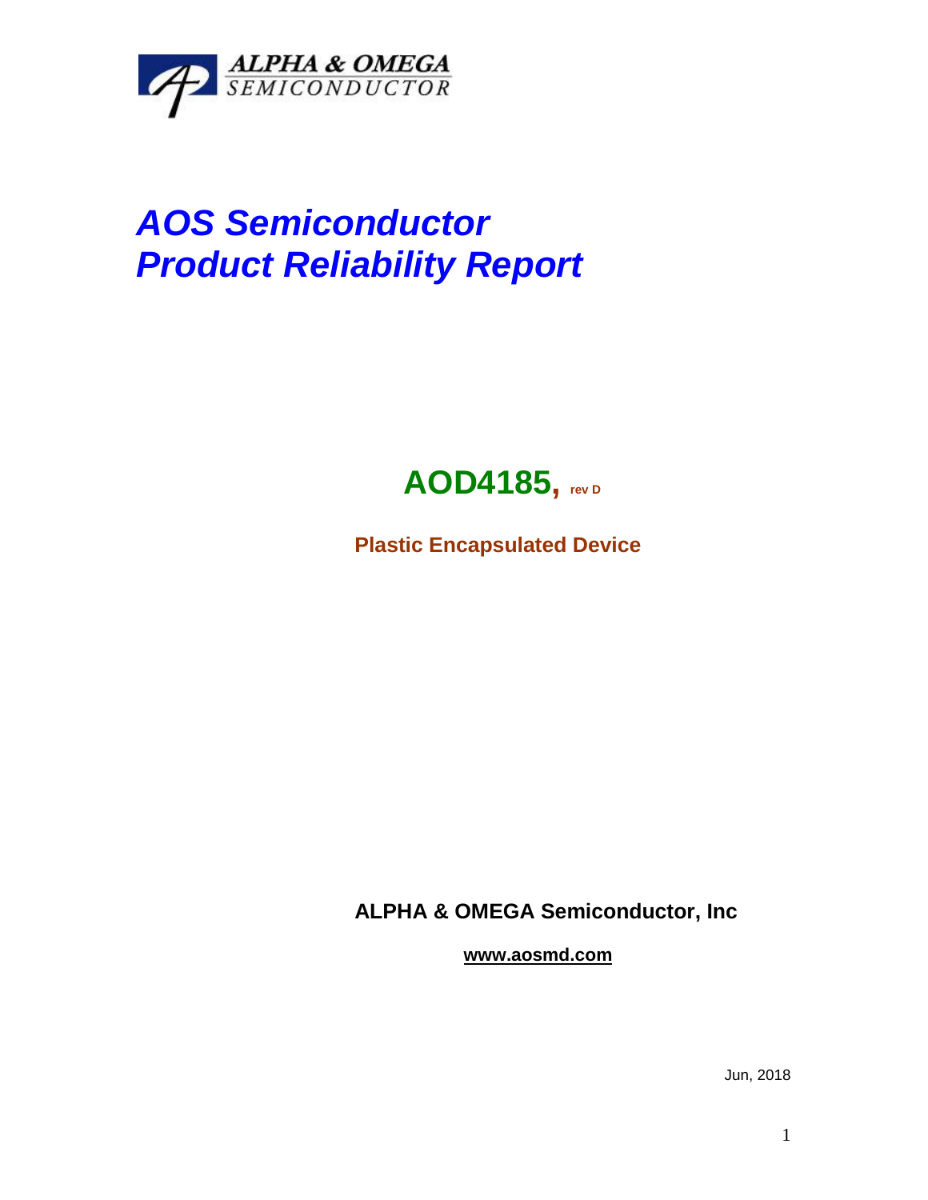ALPHA & OMEGA
SEMICONDUCTOR

# *AOS Semiconductor*
# *Product Reliability Report*

## AOD4185, rev D

**Plastic Encapsulated Device**

**ALPHA & OMEGA Semiconductor, Inc**

**www.aosmd.com**

Jun, 2018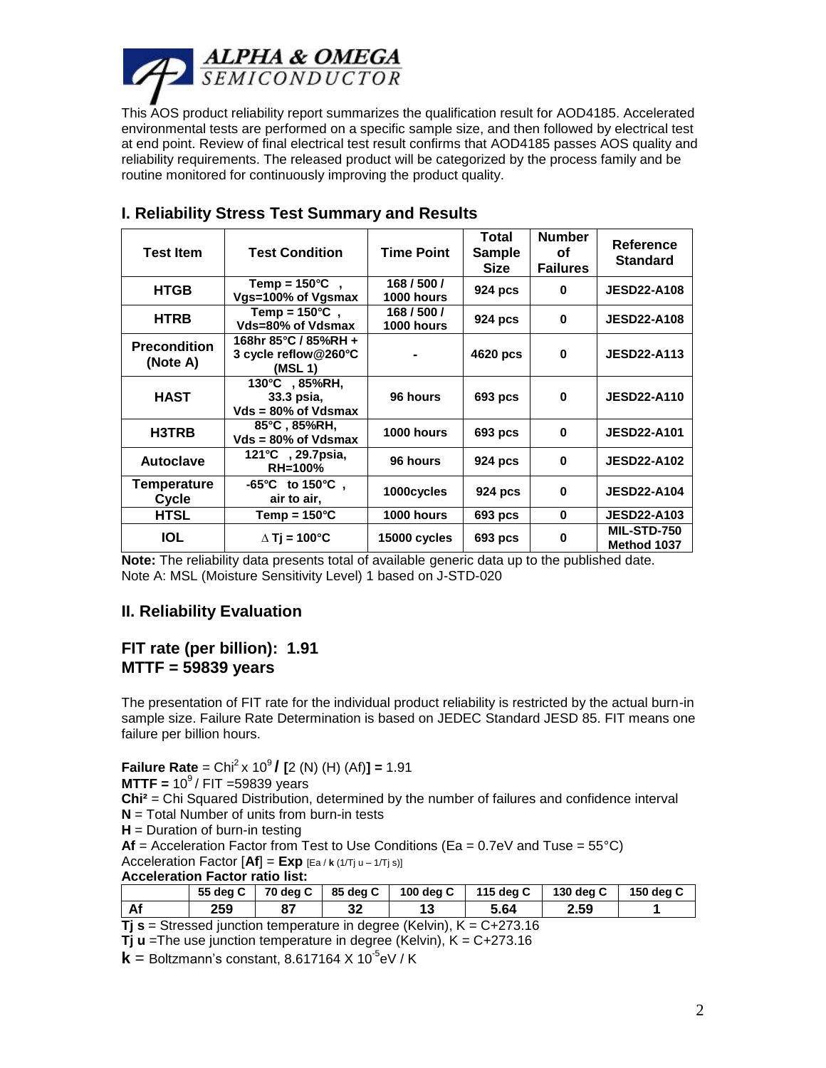This AOS product reliability report summarizes the qualification result for AOD4185. Accelerated environmental tests are performed on a specific sample size, and then followed by electrical test at end point. Review of final electrical test result confirms that AOD4185 passes AOS quality and reliability requirements. The released product will be categorized by the process family and be routine monitored for continuously improving the product quality.

## I. Reliability Stress Test Summary and Results

| Test Item | Test Condition | Time Point | Total Sample Size | Number of Failures | Reference Standard |
|---|---|---|---|---|---|
| HTGB | Temp = 150°C , Vgs=100% of Vgsmax | 168 / 500 / 1000 hours | 924 pcs | 0 | JESD22-A108 |
| HTRB | Temp = 150°C , Vds=80% of Vdsmax | 168 / 500 / 1000 hours | 924 pcs | 0 | JESD22-A108 |
| Precondition (Note A) | 168hr 85°C / 85%RH + 3 cycle reflow@260°C (MSL 1) | - | 4620 pcs | 0 | JESD22-A113 |
| HAST | 130°C , 85%RH, 33.3 psia, Vds = 80% of Vdsmax | 96 hours | 693 pcs | 0 | JESD22-A110 |
| H3TRB | 85°C , 85%RH, Vds = 80% of Vdsmax | 1000 hours | 693 pcs | 0 | JESD22-A101 |
| Autoclave | 121°C , 29.7psia, RH=100% | 96 hours | 924 pcs | 0 | JESD22-A102 |
| Temperature Cycle | -65°C to 150°C , air to air, | 1000cycles | 924 pcs | 0 | JESD22-A104 |
| HTSL | Temp = 150°C | 1000 hours | 693 pcs | 0 | JESD22-A103 |
| IOL | $\Delta$ Tj = 100°C | 15000 cycles | 693 pcs | 0 | MIL-STD-750 Method 1037 |

**Note:** The reliability data presents total of available generic data up to the published date.
Note A: MSL (Moisture Sensitivity Level) 1 based on J-STD-020

## II. Reliability Evaluation

### FIT rate (per billion): 1.91
### MTTF = 59839 years

The presentation of FIT rate for the individual product reliability is restricted by the actual burn-in sample size. Failure Rate Determination is based on JEDEC Standard JESD 85. FIT means one failure per billion hours.

**Failure Rate** = $Chi^2 \times 10^9$ **/ [**2 (N) (H) (Af)**] =** 1.91

**MTTF =** $10^9$ / FIT =59839 years

**Chi²** = Chi Squared Distribution, determined by the number of failures and confidence interval

**N** = Total Number of units from burn-in tests

**H** = Duration of burn-in testing

**Af** = Acceleration Factor from Test to Use Conditions (Ea = 0.7eV and Tuse = 55°C)

Acceleration Factor [**Af**] = **Exp** [Ea / **k** (1/Tj u – 1/Tj s)]

**Acceleration Factor ratio list:**

| | 55 deg C | 70 deg C | 85 deg C | 100 deg C | 115 deg C | 130 deg C | 150 deg C |
|---|---|---|---|---|---|---|---|
| Af | 259 | 87 | 32 | 13 | 5.64 | 2.59 | 1 |

**Tj s** = Stressed junction temperature in degree (Kelvin), K = C+273.16

**Tj u** =The use junction temperature in degree (Kelvin), K = C+273.16

**k** = Boltzmann's constant, $8.617164 \times 10^{-5}$eV / K